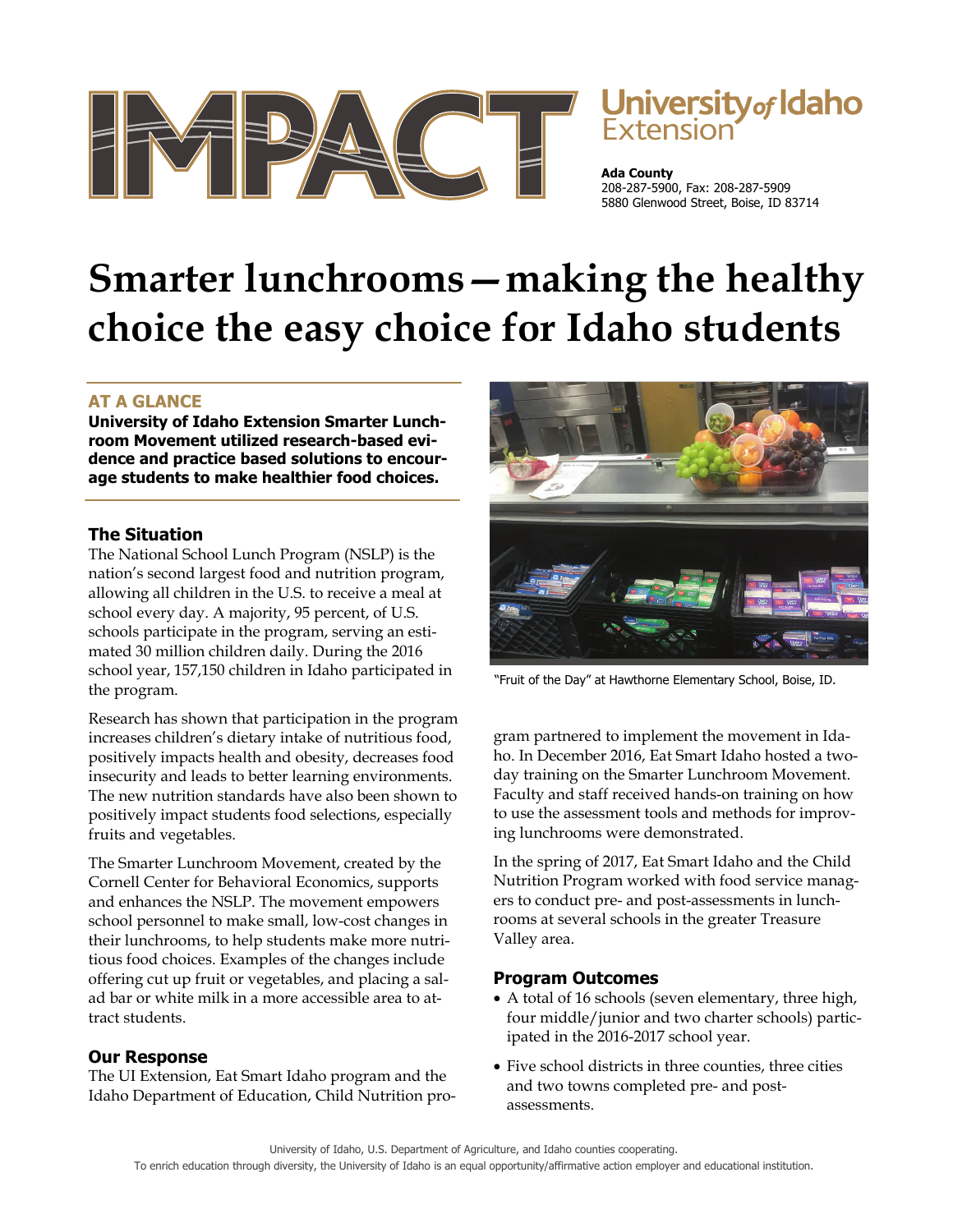# IMPACT

**University of Idaho Extension**

**Ada County**
208-287-5900, Fax: 208-287-5909
5880 Glenwood Street, Boise, ID 83714

# Smarter lunchrooms—making the healthy choice the easy choice for Idaho students

## AT A GLANCE

**University of Idaho Extension Smarter Lunchroom Movement utilized research-based evidence and practice based solutions to encourage students to make healthier food choices.**

### The Situation

The National School Lunch Program (NSLP) is the nation's second largest food and nutrition program, allowing all children in the U.S. to receive a meal at school every day. A majority, 95 percent, of U.S. schools participate in the program, serving an estimated 30 million children daily. During the 2016 school year, 157,150 children in Idaho participated in the program.

Research has shown that participation in the program increases children's dietary intake of nutritious food, positively impacts health and obesity, decreases food insecurity and leads to better learning environments. The new nutrition standards have also been shown to positively impact students food selections, especially fruits and vegetables.

The Smarter Lunchroom Movement, created by the Cornell Center for Behavioral Economics, supports and enhances the NSLP. The movement empowers school personnel to make small, low-cost changes in their lunchrooms, to help students make more nutritious food choices. Examples of the changes include offering cut up fruit or vegetables, and placing a salad bar or white milk in a more accessible area to attract students.

### Our Response

The UI Extension, Eat Smart Idaho program and the Idaho Department of Education, Child Nutrition program partnered to implement the movement in Idaho. In December 2016, Eat Smart Idaho hosted a two-day training on the Smarter Lunchroom Movement. Faculty and staff received hands-on training on how to use the assessment tools and methods for improving lunchrooms were demonstrated.

"Fruit of the Day" at Hawthorne Elementary School, Boise, ID.

In the spring of 2017, Eat Smart Idaho and the Child Nutrition Program worked with food service managers to conduct pre- and post-assessments in lunchrooms at several schools in the greater Treasure Valley area.

### Program Outcomes

- A total of 16 schools (seven elementary, three high, four middle/junior and two charter schools) participated in the 2016-2017 school year.
- Five school districts in three counties, three cities and two towns completed pre- and post-assessments.

University of Idaho, U.S. Department of Agriculture, and Idaho counties cooperating.
To enrich education through diversity, the University of Idaho is an equal opportunity/affirmative action employer and educational institution.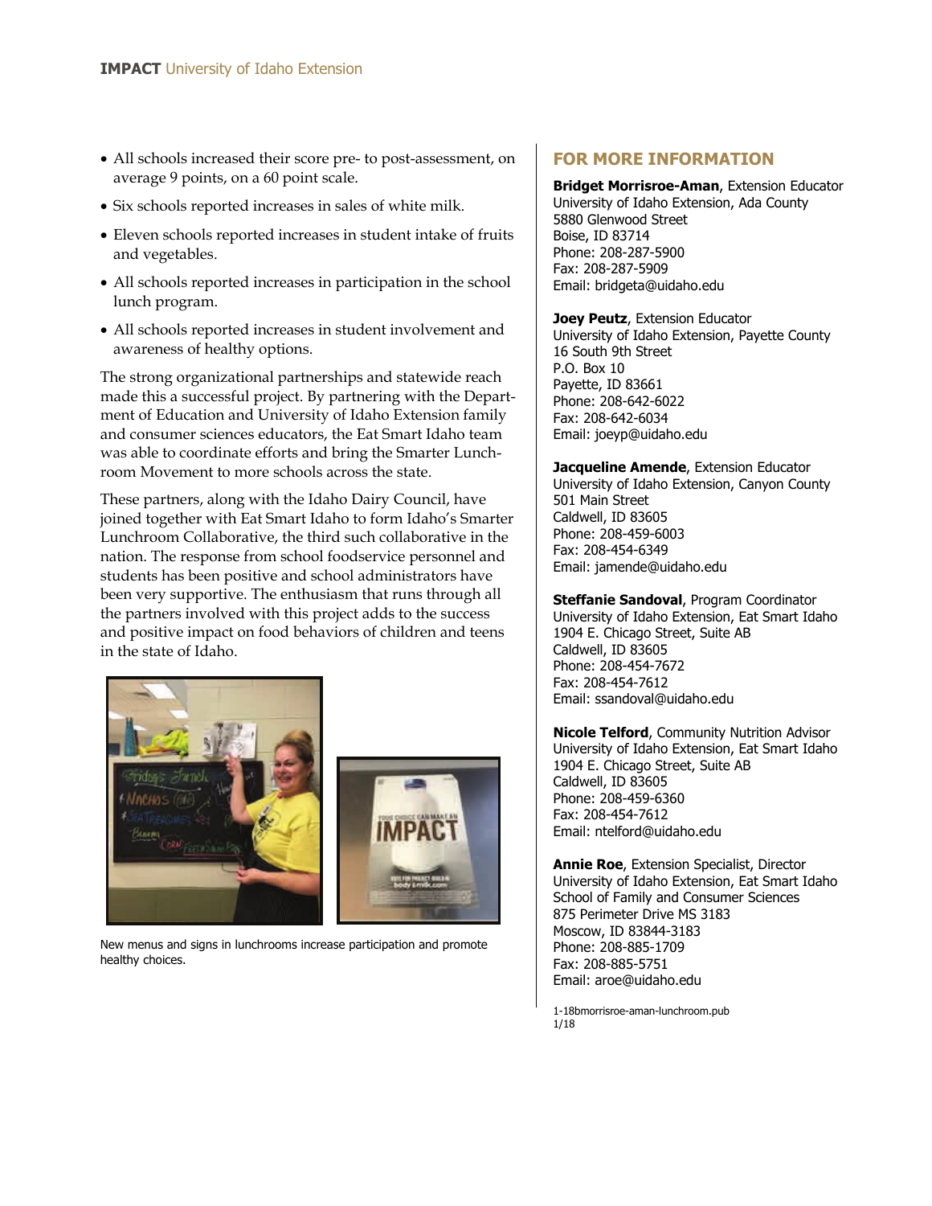- All schools increased their score pre- to post-assessment, on average 9 points, on a 60 point scale.
- Six schools reported increases in sales of white milk.
- Eleven schools reported increases in student intake of fruits and vegetables.
- All schools reported increases in participation in the school lunch program.
- All schools reported increases in student involvement and awareness of healthy options.

The strong organizational partnerships and statewide reach made this a successful project. By partnering with the Department of Education and University of Idaho Extension family and consumer sciences educators, the Eat Smart Idaho team was able to coordinate efforts and bring the Smarter Lunchroom Movement to more schools across the state.

These partners, along with the Idaho Dairy Council, have joined together with Eat Smart Idaho to form Idaho's Smarter Lunchroom Collaborative, the third such collaborative in the nation. The response from school foodservice personnel and students has been positive and school administrators have been very supportive. The enthusiasm that runs through all the partners involved with this project adds to the success and positive impact on food behaviors of children and teens in the state of Idaho.

New menus and signs in lunchrooms increase participation and promote healthy choices.

## FOR MORE INFORMATION

**Bridget Morrisroe-Aman**, Extension Educator
University of Idaho Extension, Ada County
5880 Glenwood Street
Boise, ID 83714
Phone: 208-287-5900
Fax: 208-287-5909
Email: bridgeta@uidaho.edu

**Joey Peutz**, Extension Educator
University of Idaho Extension, Payette County
16 South 9th Street
P.O. Box 10
Payette, ID 83661
Phone: 208-642-6022
Fax: 208-642-6034
Email: joeyp@uidaho.edu

**Jacqueline Amende**, Extension Educator
University of Idaho Extension, Canyon County
501 Main Street
Caldwell, ID 83605
Phone: 208-459-6003
Fax: 208-454-6349
Email: jamende@uidaho.edu

**Steffanie Sandoval**, Program Coordinator
University of Idaho Extension, Eat Smart Idaho
1904 E. Chicago Street, Suite AB
Caldwell, ID 83605
Phone: 208-454-7672
Fax: 208-454-7612
Email: ssandoval@uidaho.edu

**Nicole Telford**, Community Nutrition Advisor
University of Idaho Extension, Eat Smart Idaho
1904 E. Chicago Street, Suite AB
Caldwell, ID 83605
Phone: 208-459-6360
Fax: 208-454-7612
Email: ntelford@uidaho.edu

**Annie Roe**, Extension Specialist, Director
University of Idaho Extension, Eat Smart Idaho
School of Family and Consumer Sciences
875 Perimeter Drive MS 3183
Moscow, ID 83844-3183
Phone: 208-885-1709
Fax: 208-885-5751
Email: aroe@uidaho.edu

1-18bmorrisroe-aman-lunchroom.pub
1/18